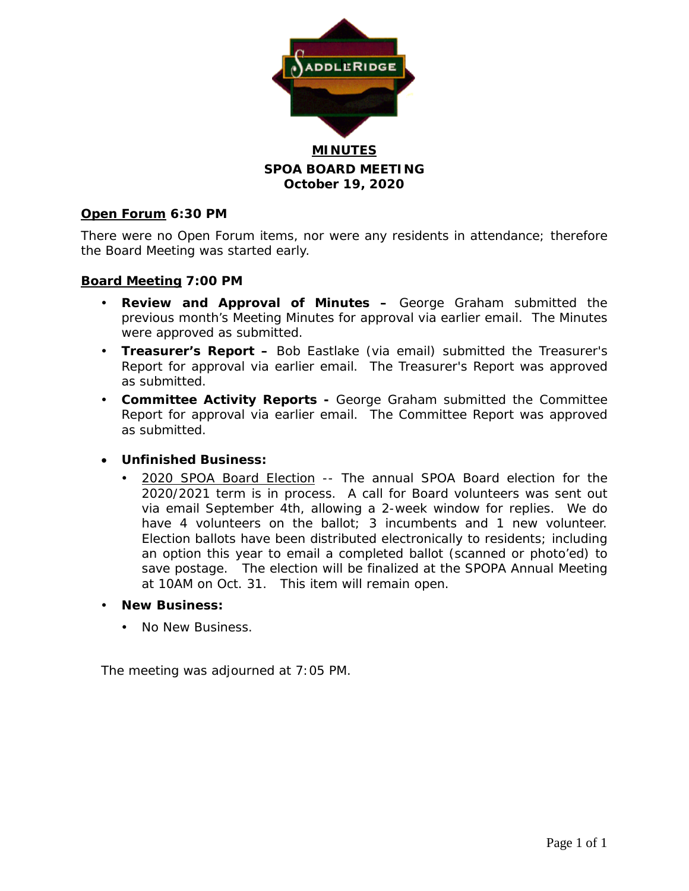# MINUTES

## SPOA BOARD MEETING
## October 19, 2020

**Open Forum 6:30 PM**

There were no Open Forum items, nor were any residents in attendance; therefore the Board Meeting was started early.

**Board Meeting 7:00 PM**

- **Review and Approval of Minutes –** George Graham submitted the previous month's Meeting Minutes for approval via earlier email. The Minutes were approved as submitted.
- **Treasurer's Report –** Bob Eastlake (via email) submitted the Treasurer's Report for approval via earlier email. The Treasurer's Report was approved as submitted.
- **Committee Activity Reports -** George Graham submitted the Committee Report for approval via earlier email. The Committee Report was approved as submitted.

- **Unfinished Business:**
  - 2020 SPOA Board Election -- The annual SPOA Board election for the 2020/2021 term is in process. A call for Board volunteers was sent out via email September 4th, allowing a 2-week window for replies. We do have 4 volunteers on the ballot; 3 incumbents and 1 new volunteer. Election ballots have been distributed electronically to residents; including an option this year to email a completed ballot (scanned or photo'ed) to save postage. The election will be finalized at the SPOPA Annual Meeting at 10AM on Oct. 31. This item will remain open.

- **New Business:**
  - No New Business.

The meeting was adjourned at 7:05 PM.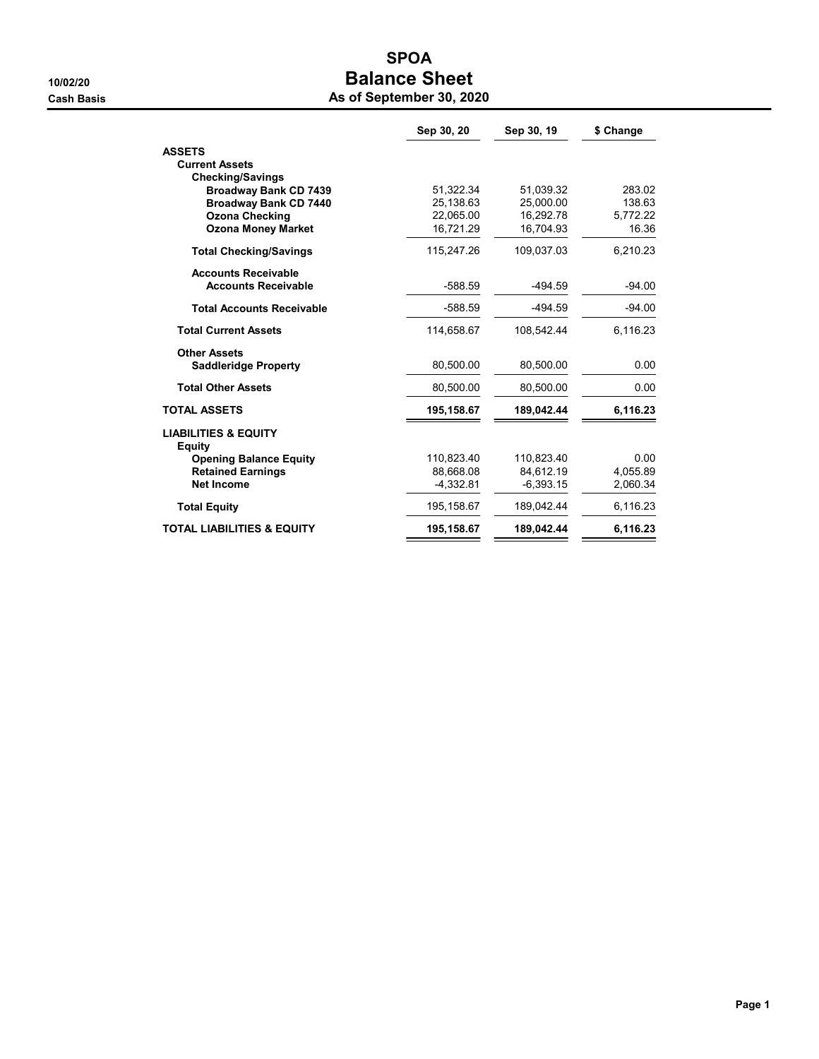# SPOA

## Balance Sheet

**10/02/20**
**Cash Basis**

**As of September 30, 2020**

| | Sep 30, 20 | Sep 30, 19 | $ Change |
|---|---|---|---|
| **ASSETS** | | | |
| **Current Assets** | | | |
| **Checking/Savings** | | | |
| **Broadway Bank CD 7439** | 51,322.34 | 51,039.32 | 283.02 |
| **Broadway Bank CD 7440** | 25,138.63 | 25,000.00 | 138.63 |
| **Ozona Checking** | 22,065.00 | 16,292.78 | 5,772.22 |
| **Ozona Money Market** | 16,721.29 | 16,704.93 | 16.36 |
| **Total Checking/Savings** | 115,247.26 | 109,037.03 | 6,210.23 |
| **Accounts Receivable** | | | |
| **Accounts Receivable** | -588.59 | -494.59 | -94.00 |
| **Total Accounts Receivable** | -588.59 | -494.59 | -94.00 |
| **Total Current Assets** | 114,658.67 | 108,542.44 | 6,116.23 |
| **Other Assets** | | | |
| **Saddleridge Property** | 80,500.00 | 80,500.00 | 0.00 |
| **Total Other Assets** | 80,500.00 | 80,500.00 | 0.00 |
| **TOTAL ASSETS** | **195,158.67** | **189,042.44** | **6,116.23** |
| **LIABILITIES & EQUITY** | | | |
| **Equity** | | | |
| **Opening Balance Equity** | 110,823.40 | 110,823.40 | 0.00 |
| **Retained Earnings** | 88,668.08 | 84,612.19 | 4,055.89 |
| **Net Income** | -4,332.81 | -6,393.15 | 2,060.34 |
| **Total Equity** | 195,158.67 | 189,042.44 | 6,116.23 |
| **TOTAL LIABILITIES & EQUITY** | **195,158.67** | **189,042.44** | **6,116.23** |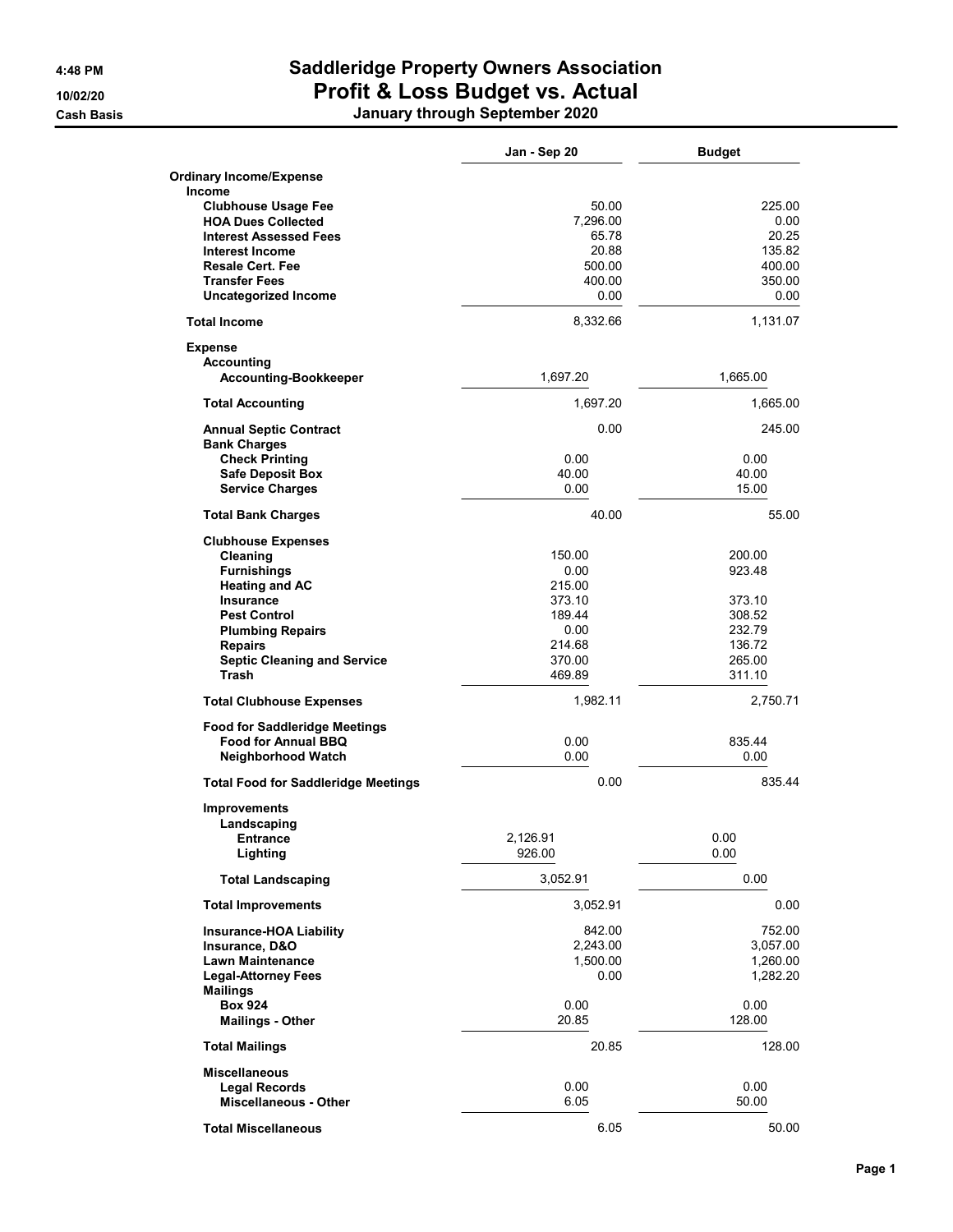# Saddleridge Property Owners Association

## Profit & Loss Budget vs. Actual

**January through September 2020**

4:48 PM
10/02/20
Cash Basis

| | Jan - Sep 20 | Budget |
|---|---|---|
| **Ordinary Income/Expense** | | |
| **Income** | | |
| **Clubhouse Usage Fee** | 50.00 | 225.00 |
| **HOA Dues Collected** | 7,296.00 | 0.00 |
| **Interest Assessed Fees** | 65.78 | 20.25 |
| **Interest Income** | 20.88 | 135.82 |
| **Resale Cert. Fee** | 500.00 | 400.00 |
| **Transfer Fees** | 400.00 | 350.00 |
| **Uncategorized Income** | 0.00 | 0.00 |
| **Total Income** | 8,332.66 | 1,131.07 |
| **Expense** | | |
| **Accounting** | | |
| **Accounting-Bookkeeper** | 1,697.20 | 1,665.00 |
| **Total Accounting** | 1,697.20 | 1,665.00 |
| **Annual Septic Contract** | 0.00 | 245.00 |
| **Bank Charges** | | |
| **Check Printing** | 0.00 | 0.00 |
| **Safe Deposit Box** | 40.00 | 40.00 |
| **Service Charges** | 0.00 | 15.00 |
| **Total Bank Charges** | 40.00 | 55.00 |
| **Clubhouse Expenses** | | |
| **Cleaning** | 150.00 | 200.00 |
| **Furnishings** | 0.00 | 923.48 |
| **Heating and AC** | 215.00 | |
| **Insurance** | 373.10 | 373.10 |
| **Pest Control** | 189.44 | 308.52 |
| **Plumbing Repairs** | 0.00 | 232.79 |
| **Repairs** | 214.68 | 136.72 |
| **Septic Cleaning and Service** | 370.00 | 265.00 |
| **Trash** | 469.89 | 311.10 |
| **Total Clubhouse Expenses** | 1,982.11 | 2,750.71 |
| **Food for Saddleridge Meetings** | | |
| **Food for Annual BBQ** | 0.00 | 835.44 |
| **Neighborhood Watch** | 0.00 | 0.00 |
| **Total Food for Saddleridge Meetings** | 0.00 | 835.44 |
| **Improvements** | | |
| **Landscaping** | | |
| **Entrance** | 2,126.91 | 0.00 |
| **Lighting** | 926.00 | 0.00 |
| **Total Landscaping** | 3,052.91 | 0.00 |
| **Total Improvements** | 3,052.91 | 0.00 |
| **Insurance-HOA Liability** | 842.00 | 752.00 |
| **Insurance, D&O** | 2,243.00 | 3,057.00 |
| **Lawn Maintenance** | 1,500.00 | 1,260.00 |
| **Legal-Attorney Fees** | 0.00 | 1,282.20 |
| **Mailings** | | |
| **Box 924** | 0.00 | 0.00 |
| **Mailings - Other** | 20.85 | 128.00 |
| **Total Mailings** | 20.85 | 128.00 |
| **Miscellaneous** | | |
| **Legal Records** | 0.00 | 0.00 |
| **Miscellaneous - Other** | 6.05 | 50.00 |
| **Total Miscellaneous** | 6.05 | 50.00 |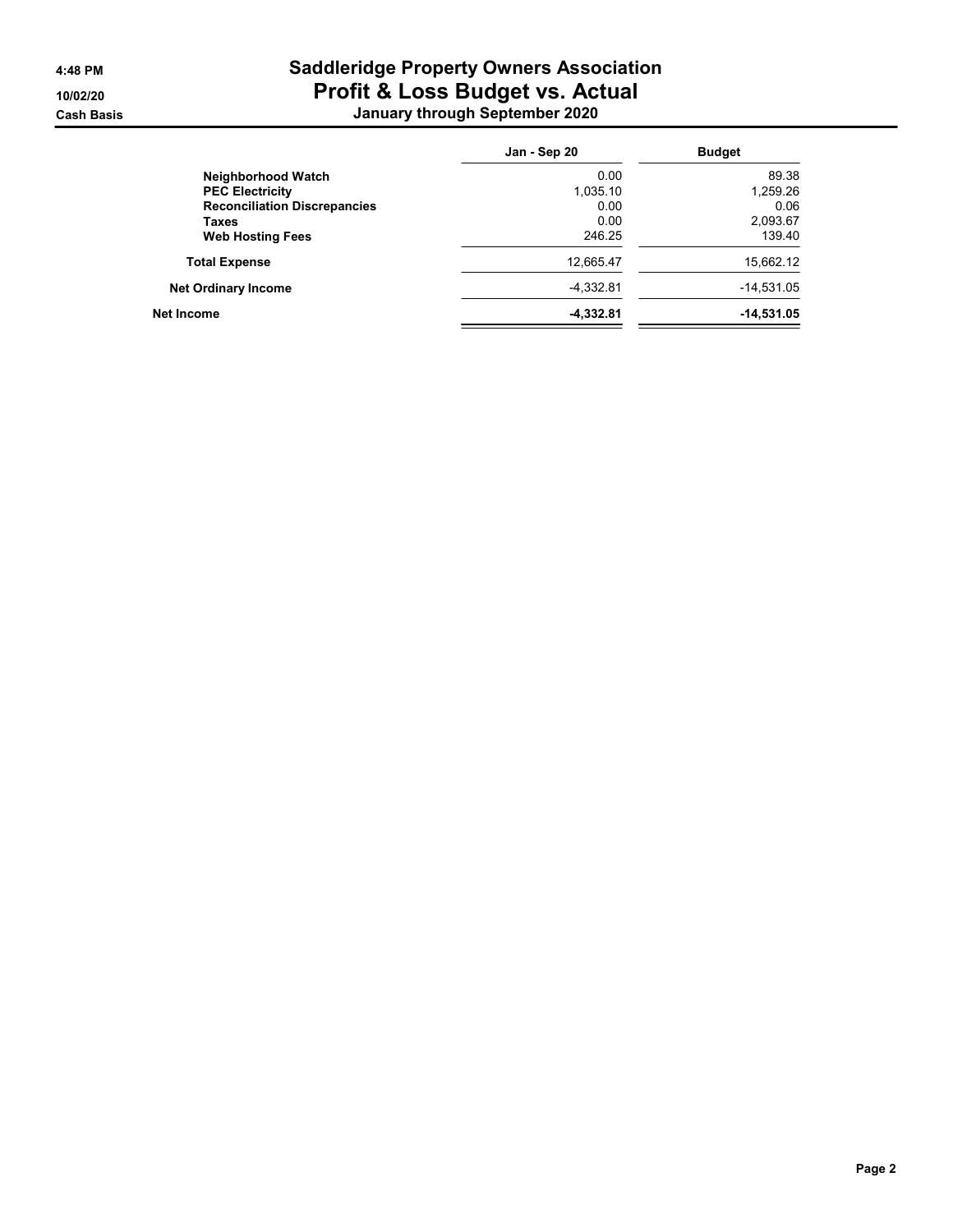# Saddleridge Property Owners Association
## Profit & Loss Budget vs. Actual
### January through September 2020

4:48 PM
10/02/20
Cash Basis

| | Jan - Sep 20 | Budget |
|---|---|---|
| **Neighborhood Watch** | 0.00 | 89.38 |
| **PEC Electricity** | 1,035.10 | 1,259.26 |
| **Reconciliation Discrepancies** | 0.00 | 0.06 |
| **Taxes** | 0.00 | 2,093.67 |
| **Web Hosting Fees** | 246.25 | 139.40 |
| **Total Expense** | 12,665.47 | 15,662.12 |
| **Net Ordinary Income** | -4,332.81 | -14,531.05 |
| **Net Income** | **-4,332.81** | **-14,531.05** |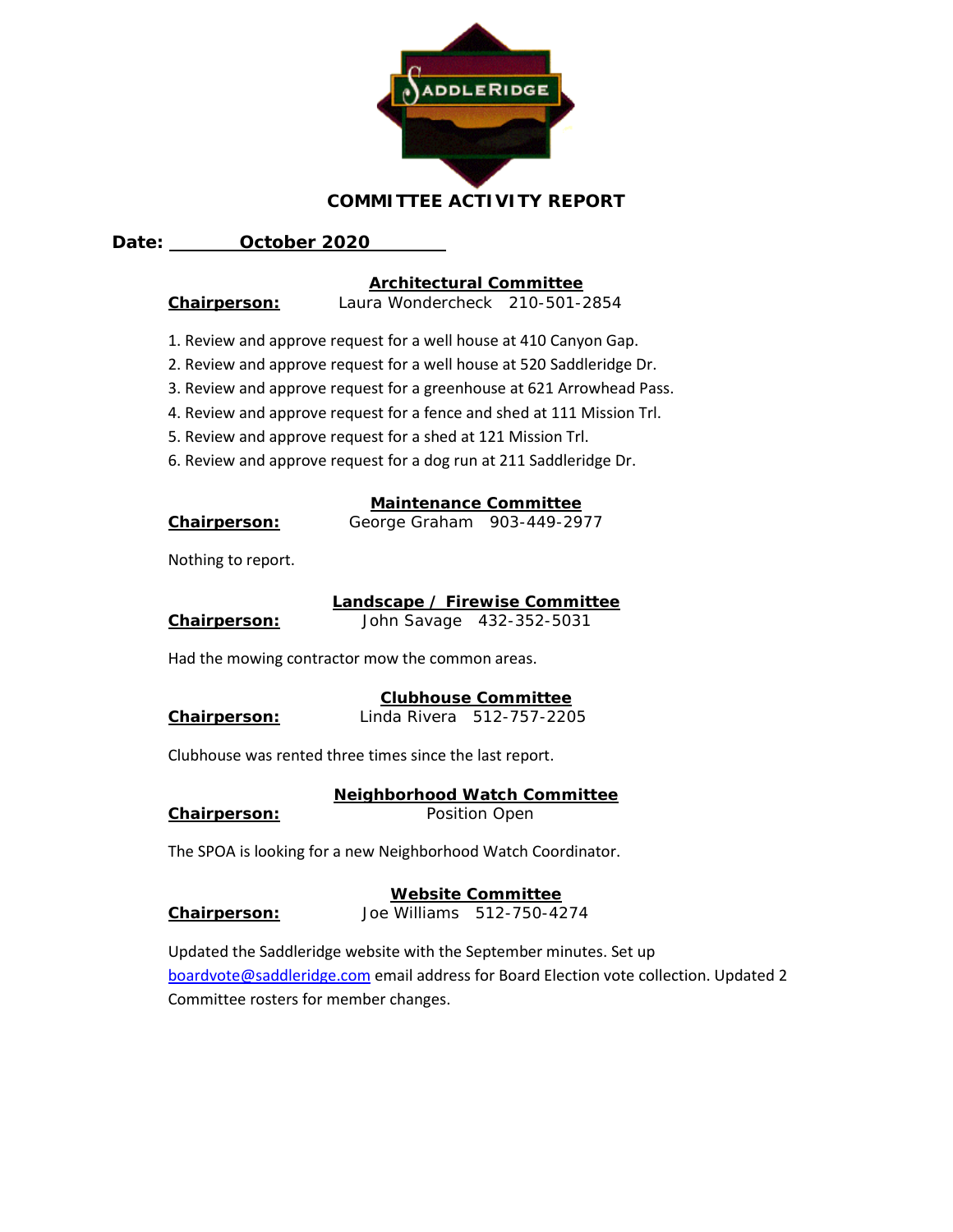# COMMITTEE ACTIVITY REPORT

**Date: October 2020**

## Architectural Committee

**Chairperson:** Laura Wondercheck 210-501-2854

1. Review and approve request for a well house at 410 Canyon Gap.
2. Review and approve request for a well house at 520 Saddleridge Dr.
3. Review and approve request for a greenhouse at 621 Arrowhead Pass.
4. Review and approve request for a fence and shed at 111 Mission Trl.
5. Review and approve request for a shed at 121 Mission Trl.
6. Review and approve request for a dog run at 211 Saddleridge Dr.

## Maintenance Committee

**Chairperson:** George Graham 903-449-2977

Nothing to report.

## Landscape / Firewise Committee

**Chairperson:** John Savage 432-352-5031

Had the mowing contractor mow the common areas.

## Clubhouse Committee

**Chairperson:** Linda Rivera 512-757-2205

Clubhouse was rented three times since the last report.

## Neighborhood Watch Committee

**Chairperson:** Position Open

The SPOA is looking for a new Neighborhood Watch Coordinator.

## Website Committee

**Chairperson:** Joe Williams 512-750-4274

Updated the Saddleridge website with the September minutes. Set up boardvote@saddleridge.com email address for Board Election vote collection. Updated 2 Committee rosters for member changes.